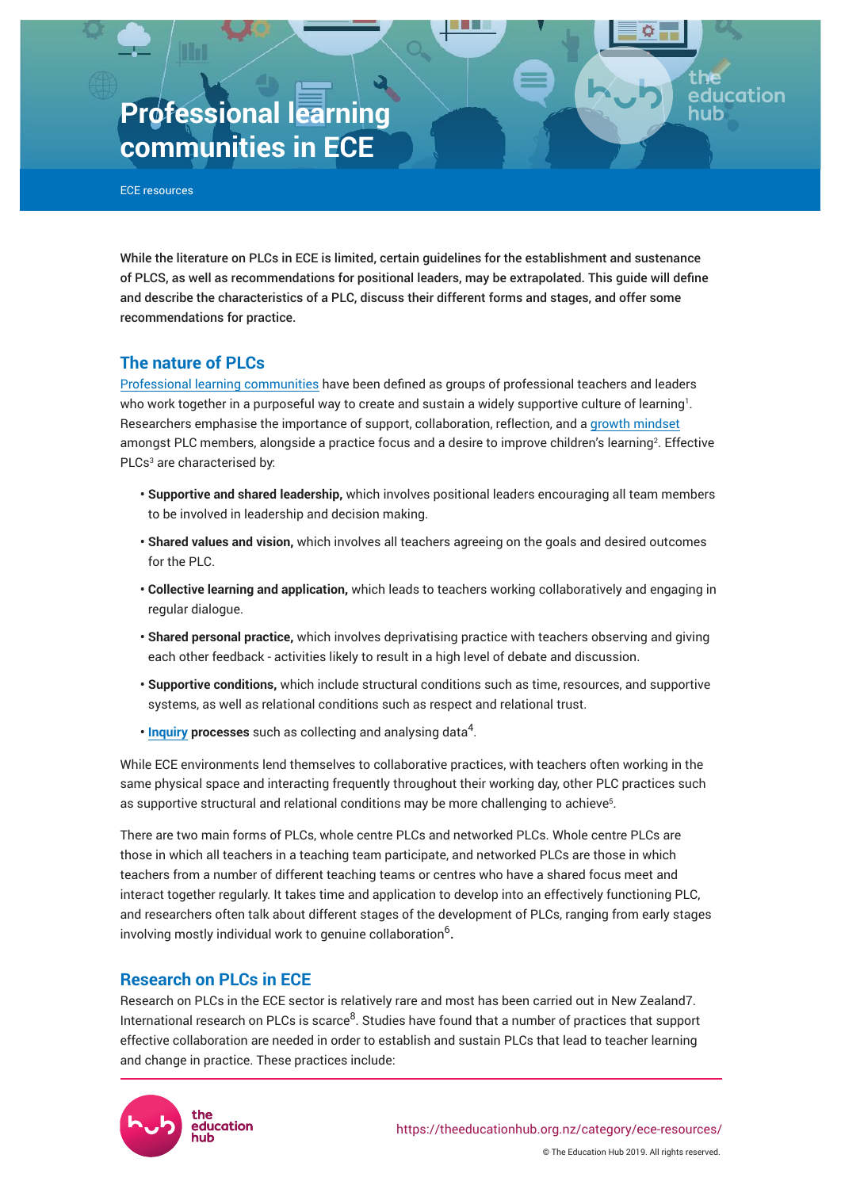# Professional learning communities in ECE

ECE resources

**While the literature on PLCs in ECE is limited, certain guidelines for the establishment and sustenance of PLCS, as well as recommendations for positional leaders, may be extrapolated. This guide will define and describe the characteristics of a PLC, discuss their different forms and stages, and offer some recommendations for practice.**

## The nature of PLCs

Professional learning communities have been defined as groups of professional teachers and leaders who work together in a purposeful way to create and sustain a widely supportive culture of learning[1]. Researchers emphasise the importance of support, collaboration, reflection, and a growth mindset amongst PLC members, alongside a practice focus and a desire to improve children's learning[2]. Effective PLCs[3] are characterised by:

- **Supportive and shared leadership,** which involves positional leaders encouraging all team members to be involved in leadership and decision making.
- **Shared values and vision,** which involves all teachers agreeing on the goals and desired outcomes for the PLC.
- **Collective learning and application,** which leads to teachers working collaboratively and engaging in regular dialogue.
- **Shared personal practice,** which involves deprivatising practice with teachers observing and giving each other feedback - activities likely to result in a high level of debate and discussion.
- **Supportive conditions,** which include structural conditions such as time, resources, and supportive systems, as well as relational conditions such as respect and relational trust.
- **Inquiry processes** such as collecting and analysing data[4].

While ECE environments lend themselves to collaborative practices, with teachers often working in the same physical space and interacting frequently throughout their working day, other PLC practices such as supportive structural and relational conditions may be more challenging to achieve[5].

There are two main forms of PLCs, whole centre PLCs and networked PLCs. Whole centre PLCs are those in which all teachers in a teaching team participate, and networked PLCs are those in which teachers from a number of different teaching teams or centres who have a shared focus meet and interact together regularly. It takes time and application to develop into an effectively functioning PLC, and researchers often talk about different stages of the development of PLCs, ranging from early stages involving mostly individual work to genuine collaboration[6].

## Research on PLCs in ECE

Research on PLCs in the ECE sector is relatively rare and most has been carried out in New Zealand7. International research on PLCs is scarce[8]. Studies have found that a number of practices that support effective collaboration are needed in order to establish and sustain PLCs that lead to teacher learning and change in practice. These practices include: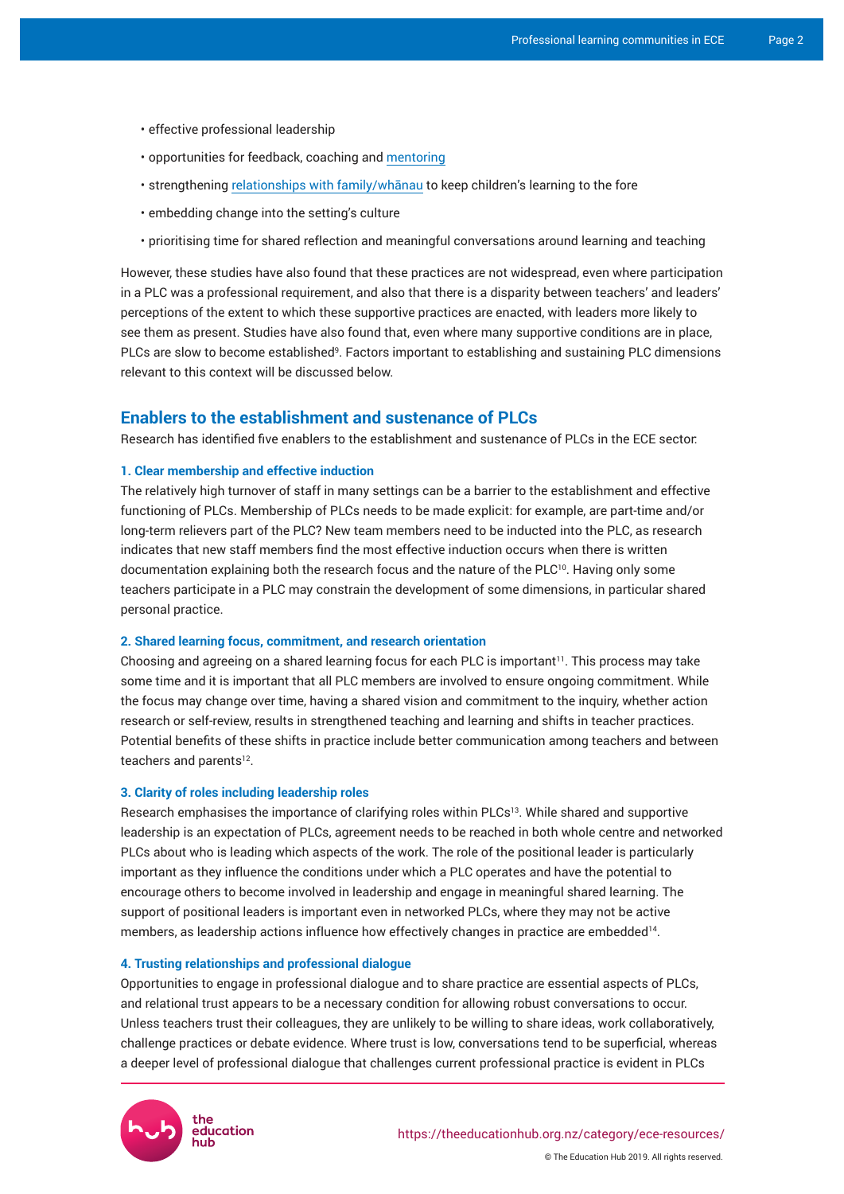- effective professional leadership
- opportunities for feedback, coaching and mentoring
- strengthening relationships with family/whānau to keep children's learning to the fore
- embedding change into the setting's culture
- prioritising time for shared reflection and meaningful conversations around learning and teaching

However, these studies have also found that these practices are not widespread, even where participation in a PLC was a professional requirement, and also that there is a disparity between teachers' and leaders' perceptions of the extent to which these supportive practices are enacted, with leaders more likely to see them as present. Studies have also found that, even where many supportive conditions are in place, PLCs are slow to become established[9]. Factors important to establishing and sustaining PLC dimensions relevant to this context will be discussed below.

## Enablers to the establishment and sustenance of PLCs

Research has identified five enablers to the establishment and sustenance of PLCs in the ECE sector:

### 1. Clear membership and effective induction

The relatively high turnover of staff in many settings can be a barrier to the establishment and effective functioning of PLCs. Membership of PLCs needs to be made explicit: for example, are part-time and/or long-term relievers part of the PLC? New team members need to be inducted into the PLC, as research indicates that new staff members find the most effective induction occurs when there is written documentation explaining both the research focus and the nature of the PLC[10]. Having only some teachers participate in a PLC may constrain the development of some dimensions, in particular shared personal practice.

### 2. Shared learning focus, commitment, and research orientation

Choosing and agreeing on a shared learning focus for each PLC is important[11]. This process may take some time and it is important that all PLC members are involved to ensure ongoing commitment. While the focus may change over time, having a shared vision and commitment to the inquiry, whether action research or self-review, results in strengthened teaching and learning and shifts in teacher practices. Potential benefits of these shifts in practice include better communication among teachers and between teachers and parents[12].

### 3. Clarity of roles including leadership roles

Research emphasises the importance of clarifying roles within PLCs[13]. While shared and supportive leadership is an expectation of PLCs, agreement needs to be reached in both whole centre and networked PLCs about who is leading which aspects of the work. The role of the positional leader is particularly important as they influence the conditions under which a PLC operates and have the potential to encourage others to become involved in leadership and engage in meaningful shared learning. The support of positional leaders is important even in networked PLCs, where they may not be active members, as leadership actions influence how effectively changes in practice are embedded[14].

### 4. Trusting relationships and professional dialogue

Opportunities to engage in professional dialogue and to share practice are essential aspects of PLCs, and relational trust appears to be a necessary condition for allowing robust conversations to occur. Unless teachers trust their colleagues, they are unlikely to be willing to share ideas, work collaboratively, challenge practices or debate evidence. Where trust is low, conversations tend to be superficial, whereas a deeper level of professional dialogue that challenges current professional practice is evident in PLCs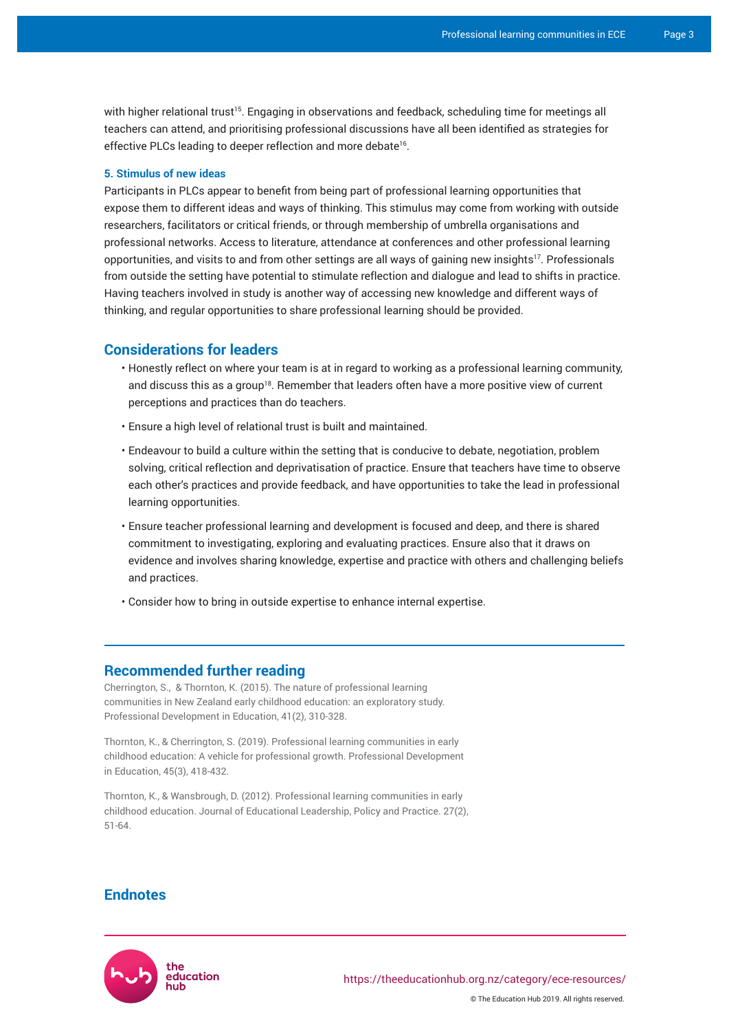with higher relational trust[15]. Engaging in observations and feedback, scheduling time for meetings all teachers can attend, and prioritising professional discussions have all been identified as strategies for effective PLCs leading to deeper reflection and more debate[16].

#### 5. Stimulus of new ideas

Participants in PLCs appear to benefit from being part of professional learning opportunities that expose them to different ideas and ways of thinking. This stimulus may come from working with outside researchers, facilitators or critical friends, or through membership of umbrella organisations and professional networks. Access to literature, attendance at conferences and other professional learning opportunities, and visits to and from other settings are all ways of gaining new insights[17]. Professionals from outside the setting have potential to stimulate reflection and dialogue and lead to shifts in practice. Having teachers involved in study is another way of accessing new knowledge and different ways of thinking, and regular opportunities to share professional learning should be provided.

## Considerations for leaders

- Honestly reflect on where your team is at in regard to working as a professional learning community, and discuss this as a group[18]. Remember that leaders often have a more positive view of current perceptions and practices than do teachers.
- Ensure a high level of relational trust is built and maintained.
- Endeavour to build a culture within the setting that is conducive to debate, negotiation, problem solving, critical reflection and deprivatisation of practice. Ensure that teachers have time to observe each other's practices and provide feedback, and have opportunities to take the lead in professional learning opportunities.
- Ensure teacher professional learning and development is focused and deep, and there is shared commitment to investigating, exploring and evaluating practices. Ensure also that it draws on evidence and involves sharing knowledge, expertise and practice with others and challenging beliefs and practices.
- Consider how to bring in outside expertise to enhance internal expertise.

## Recommended further reading

Cherrington, S., & Thornton, K. (2015). The nature of professional learning communities in New Zealand early childhood education: an exploratory study. Professional Development in Education, 41(2), 310-328.

Thornton, K., & Cherrington, S. (2019). Professional learning communities in early childhood education: A vehicle for professional growth. Professional Development in Education, 45(3), 418-432.

Thornton, K., & Wansbrough, D. (2012). Professional learning communities in early childhood education. Journal of Educational Leadership, Policy and Practice. 27(2), 51-64.

## Endnotes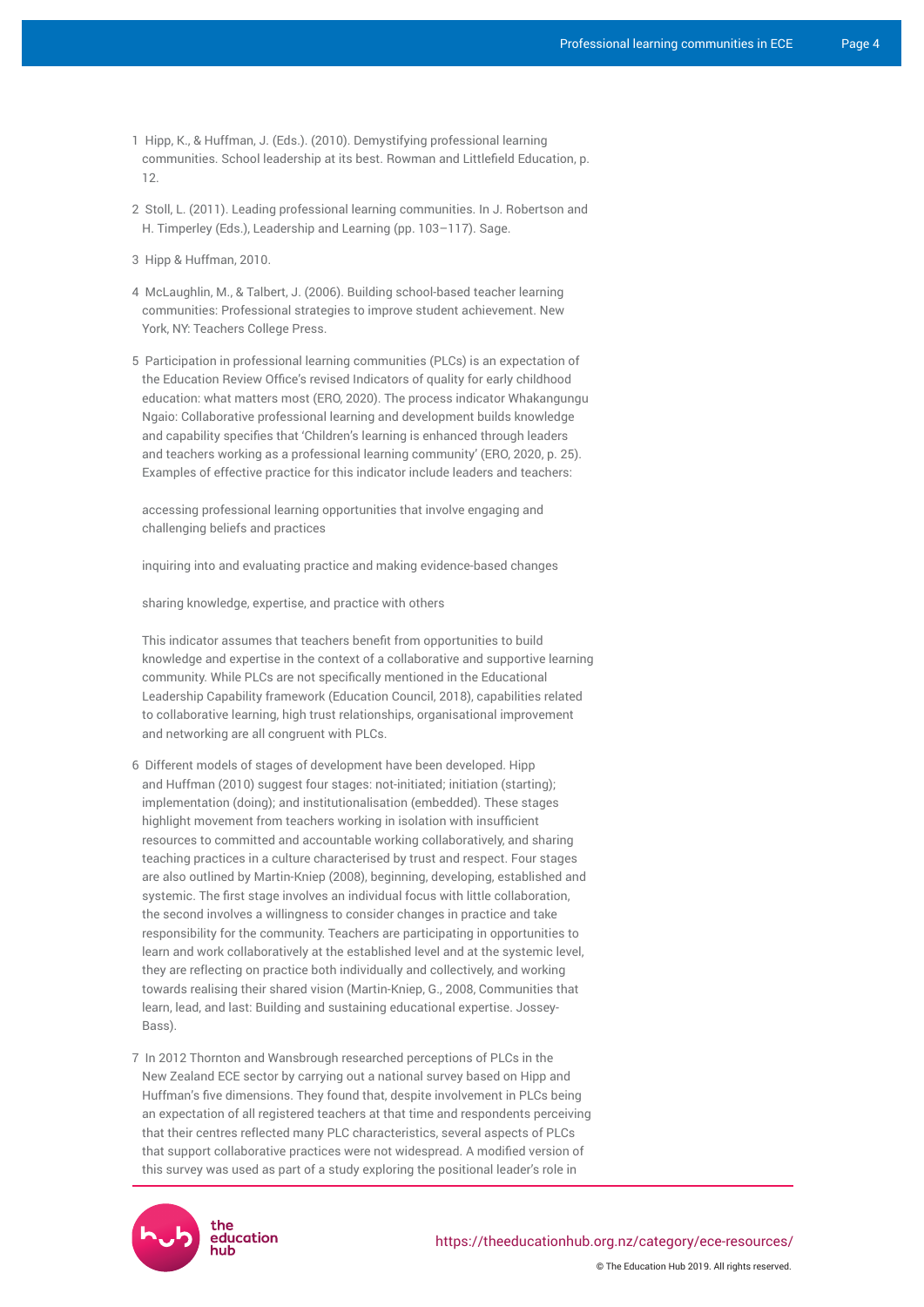1. Hipp, K., & Huffman, J. (Eds.). (2010). Demystifying professional learning communities. School leadership at its best. Rowman and Littlefield Education, p. 12.

2. Stoll, L. (2011). Leading professional learning communities. In J. Robertson and H. Timperley (Eds.), Leadership and Learning (pp. 103–117). Sage.

3. Hipp & Huffman, 2010.

4. McLaughlin, M., & Talbert, J. (2006). Building school-based teacher learning communities: Professional strategies to improve student achievement. New York, NY: Teachers College Press.

5. Participation in professional learning communities (PLCs) is an expectation of the Education Review Office's revised Indicators of quality for early childhood education: what matters most (ERO, 2020). The process indicator Whakangungu Ngaio: Collaborative professional learning and development builds knowledge and capability specifies that 'Children's learning is enhanced through leaders and teachers working as a professional learning community' (ERO, 2020, p. 25). Examples of effective practice for this indicator include leaders and teachers:

   accessing professional learning opportunities that involve engaging and challenging beliefs and practices

   inquiring into and evaluating practice and making evidence-based changes

   sharing knowledge, expertise, and practice with others

   This indicator assumes that teachers benefit from opportunities to build knowledge and expertise in the context of a collaborative and supportive learning community. While PLCs are not specifically mentioned in the Educational Leadership Capability framework (Education Council, 2018), capabilities related to collaborative learning, high trust relationships, organisational improvement and networking are all congruent with PLCs.

6. Different models of stages of development have been developed. Hipp and Huffman (2010) suggest four stages: not-initiated; initiation (starting); implementation (doing); and institutionalisation (embedded). These stages highlight movement from teachers working in isolation with insufficient resources to committed and accountable working collaboratively, and sharing teaching practices in a culture characterised by trust and respect. Four stages are also outlined by Martin-Kniep (2008), beginning, developing, established and systemic. The first stage involves an individual focus with little collaboration, the second involves a willingness to consider changes in practice and take responsibility for the community. Teachers are participating in opportunities to learn and work collaboratively at the established level and at the systemic level, they are reflecting on practice both individually and collectively, and working towards realising their shared vision (Martin-Kniep, G., 2008, Communities that learn, lead, and last: Building and sustaining educational expertise. Jossey-Bass).

7. In 2012 Thornton and Wansbrough researched perceptions of PLCs in the New Zealand ECE sector by carrying out a national survey based on Hipp and Huffman's five dimensions. They found that, despite involvement in PLCs being an expectation of all registered teachers at that time and respondents perceiving that their centres reflected many PLC characteristics, several aspects of PLCs that support collaborative practices were not widespread. A modified version of this survey was used as part of a study exploring the positional leader's role in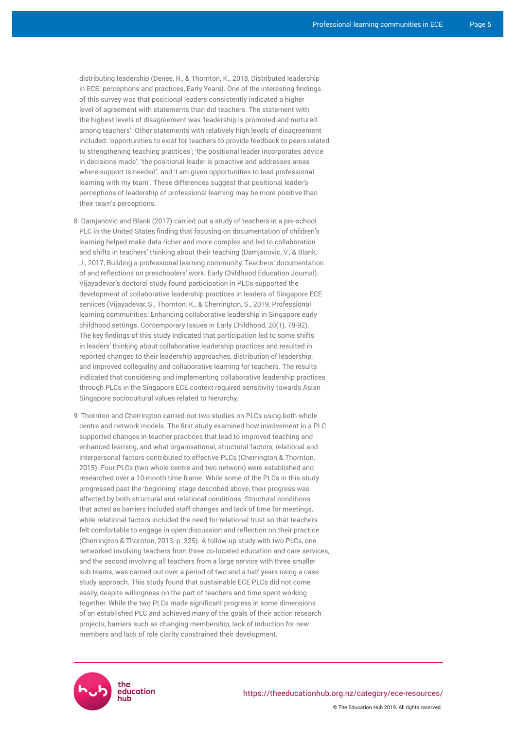distributing leadership (Denee, R., & Thornton, K., 2018, Distributed leadership in ECE: perceptions and practices, Early Years). One of the interesting findings of this survey was that positional leaders consistently indicated a higher level of agreement with statements than did teachers. The statement with the highest levels of disagreement was 'leadership is promoted and nurtured among teachers'. Other statements with relatively high levels of disagreement included: 'opportunities to exist for teachers to provide feedback to peers related to strengthening teaching practices'; 'the positional leader incorporates advice in decisions made'; 'the positional leader is proactive and addresses areas where support is needed'; and 'I am given opportunities to lead professional learning with my team'. These differences suggest that positional leader's perceptions of leadership of professional learning may be more positive than their team's perceptions.

8 Damjanovic and Blank (2017) carried out a study of teachers in a pre-school PLC in the United States finding that focusing on documentation of children's learning helped make data richer and more complex and led to collaboration and shifts in teachers' thinking about their teaching (Damjanovic, V., & Blank, J., 2017, Building a professional learning community: Teachers' documentation of and reflections on preschoolers' work. Early Childhood Education Journal). Vijayadevar's doctoral study found participation in PLCs supported the development of collaborative leadership practices in leaders of Singapore ECE services (Vijayadevar, S., Thornton, K., & Cherrington, S., 2019, Professional learning communities: Enhancing collaborative leadership in Singapore early childhood settings. Contemporary Issues in Early Childhood, 20(1), 79-92). The key findings of this study indicated that participation led to some shifts in leaders' thinking about collaborative leadership practices and resulted in reported changes to their leadership approaches, distribution of leadership, and improved collegiality and collaborative learning for teachers. The results indicated that considering and implementing collaborative leadership practices through PLCs in the Singapore ECE context required sensitivity towards Asian Singapore sociocultural values related to hierarchy.

9 Thornton and Cherrington carried out two studies on PLCs using both whole centre and network models. The first study examined how involvement in a PLC supported changes in teacher practices that lead to improved teaching and enhanced learning, and what organisational, structural factors, relational and interpersonal factors contributed to effective PLCs (Cherrington & Thornton, 2015). Four PLCs (two whole centre and two network) were established and researched over a 10-month time frame. While some of the PLCs in this study progressed past the 'beginning' stage described above, their progress was affected by both structural and relational conditions. Structural conditions that acted as barriers included staff changes and lack of time for meetings, while relational factors included the need for relational trust so that teachers felt comfortable to engage in open discussion and reflection on their practice (Cherrington & Thornton, 2013, p. 325). A follow-up study with two PLCs, one networked involving teachers from three co-located education and care services, and the second involving all teachers from a large service with three smaller sub-teams, was carried out over a period of two and a half years using a case study approach. This study found that sustainable ECE PLCs did not come easily, despite willingness on the part of teachers and time spent working together. While the two PLCs made significant progress in some dimensions of an established PLC and achieved many of the goals of their action research projects, barriers such as changing membership, lack of induction for new members and lack of role clarity constrained their development.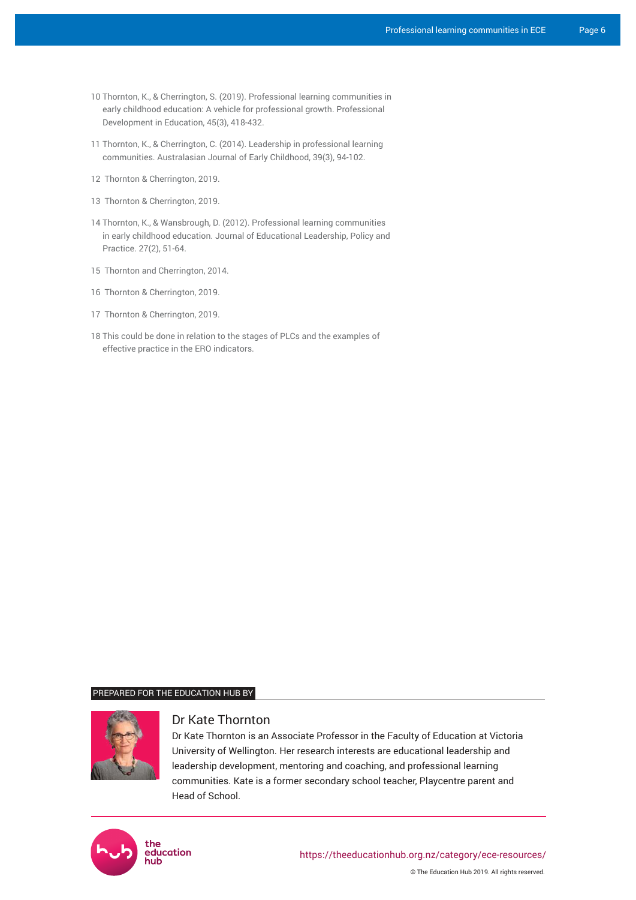10 Thornton, K., & Cherrington, S. (2019). Professional learning communities in early childhood education: A vehicle for professional growth. Professional Development in Education, 45(3), 418-432.

11 Thornton, K., & Cherrington, C. (2014). Leadership in professional learning communities. Australasian Journal of Early Childhood, 39(3), 94-102.

12 Thornton & Cherrington, 2019.

13 Thornton & Cherrington, 2019.

14 Thornton, K., & Wansbrough, D. (2012). Professional learning communities in early childhood education. Journal of Educational Leadership, Policy and Practice. 27(2), 51-64.

15 Thornton and Cherrington, 2014.

16 Thornton & Cherrington, 2019.

17 Thornton & Cherrington, 2019.

18 This could be done in relation to the stages of PLCs and the examples of effective practice in the ERO indicators.

PREPARED FOR THE EDUCATION HUB BY

## Dr Kate Thornton

Dr Kate Thornton is an Associate Professor in the Faculty of Education at Victoria University of Wellington. Her research interests are educational leadership and leadership development, mentoring and coaching, and professional learning communities. Kate is a former secondary school teacher, Playcentre parent and Head of School.

the education hub

https://theeducationhub.org.nz/category/ece-resources/

© The Education Hub 2019. All rights reserved.